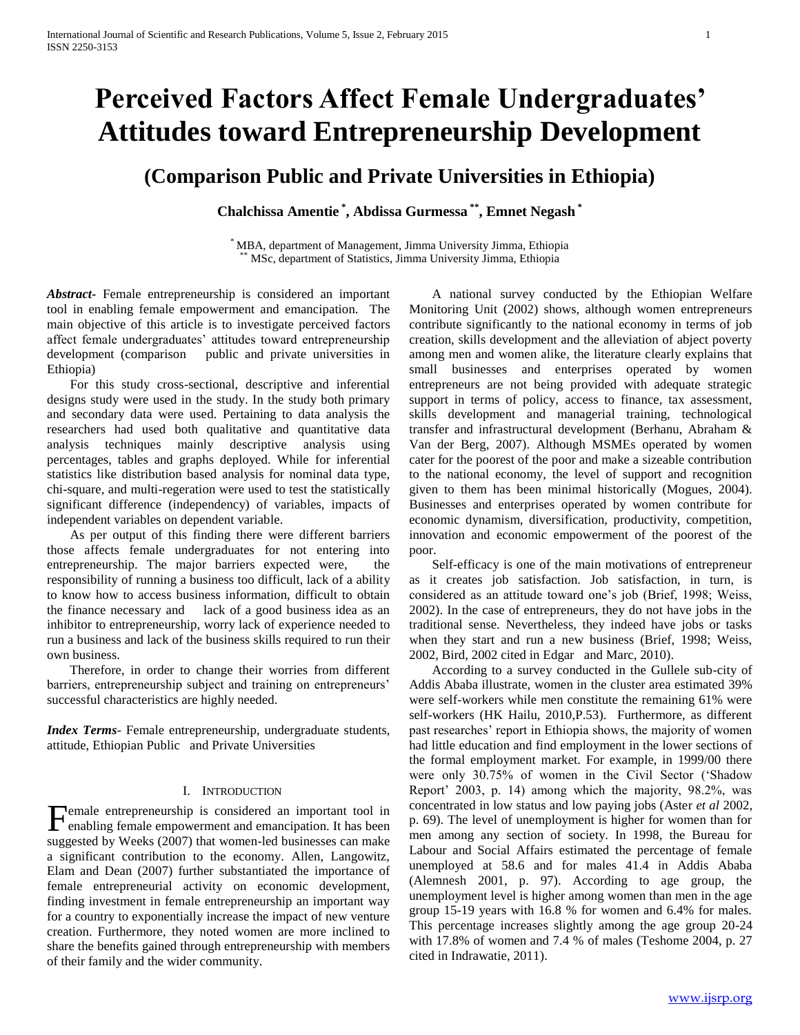# Perceived Factors Affect Female Undergraduates' Attitudes toward Entrepreneurship Development

## (Comparison Public and Private Universities in Ethiopia)

**Chalchissa Amentie [*], Abdissa Gurmessa [**], Emnet Negash [*]**

[*] MBA, department of Management, Jimma University Jimma, Ethiopia
[**] MSc, department of Statistics, Jimma University Jimma, Ethiopia

***Abstract***- Female entrepreneurship is considered an important tool in enabling female empowerment and emancipation. The main objective of this article is to investigate perceived factors affect female undergraduates' attitudes toward entrepreneurship development (comparison public and private universities in Ethiopia)

For this study cross-sectional, descriptive and inferential designs study were used in the study. In the study both primary and secondary data were used. Pertaining to data analysis the researchers had used both qualitative and quantitative data analysis techniques mainly descriptive analysis using percentages, tables and graphs deployed. While for inferential statistics like distribution based analysis for nominal data type, chi-square, and multi-regeration were used to test the statistically significant difference (independency) of variables, impacts of independent variables on dependent variable.

As per output of this finding there were different barriers those affects female undergraduates for not entering into entrepreneurship. The major barriers expected were, the responsibility of running a business too difficult, lack of a ability to know how to access business information, difficult to obtain the finance necessary and lack of a good business idea as an inhibitor to entrepreneurship, worry lack of experience needed to run a business and lack of the business skills required to run their own business.

Therefore, in order to change their worries from different barriers, entrepreneurship subject and training on entrepreneurs' successful characteristics are highly needed.

***Index Terms***- Female entrepreneurship, undergraduate students, attitude, Ethiopian Public and Private Universities

## I. Introduction

Female entrepreneurship is considered an important tool in enabling female empowerment and emancipation. It has been suggested by Weeks (2007) that women-led businesses can make a significant contribution to the economy. Allen, Langowitz, Elam and Dean (2007) further substantiated the importance of female entrepreneurial activity on economic development, finding investment in female entrepreneurship an important way for a country to exponentially increase the impact of new venture creation. Furthermore, they noted women are more inclined to share the benefits gained through entrepreneurship with members of their family and the wider community.

A national survey conducted by the Ethiopian Welfare Monitoring Unit (2002) shows, although women entrepreneurs contribute significantly to the national economy in terms of job creation, skills development and the alleviation of abject poverty among men and women alike, the literature clearly explains that small businesses and enterprises operated by women entrepreneurs are not being provided with adequate strategic support in terms of policy, access to finance, tax assessment, skills development and managerial training, technological transfer and infrastructural development (Berhanu, Abraham & Van der Berg, 2007). Although MSMEs operated by women cater for the poorest of the poor and make a sizeable contribution to the national economy, the level of support and recognition given to them has been minimal historically (Mogues, 2004). Businesses and enterprises operated by women contribute for economic dynamism, diversification, productivity, competition, innovation and economic empowerment of the poorest of the poor.

Self-efficacy is one of the main motivations of entrepreneur as it creates job satisfaction. Job satisfaction, in turn, is considered as an attitude toward one's job (Brief, 1998; Weiss, 2002). In the case of entrepreneurs, they do not have jobs in the traditional sense. Nevertheless, they indeed have jobs or tasks when they start and run a new business (Brief, 1998; Weiss, 2002, Bird, 2002 cited in Edgar and Marc, 2010).

According to a survey conducted in the Gullele sub-city of Addis Ababa illustrate, women in the cluster area estimated 39% were self-workers while men constitute the remaining 61% were self-workers (HK Hailu, 2010,P.53). Furthermore, as different past researches' report in Ethiopia shows, the majority of women had little education and find employment in the lower sections of the formal employment market. For example, in 1999/00 there were only 30.75% of women in the Civil Sector ('Shadow Report' 2003, p. 14) among which the majority, 98.2%, was concentrated in low status and low paying jobs (Aster *et al* 2002, p. 69). The level of unemployment is higher for women than for men among any section of society. In 1998, the Bureau for Labour and Social Affairs estimated the percentage of female unemployed at 58.6 and for males 41.4 in Addis Ababa (Alemnesh 2001, p. 97). According to age group, the unemployment level is higher among women than men in the age group 15-19 years with 16.8 % for women and 6.4% for males. This percentage increases slightly among the age group 20-24 with 17.8% of women and 7.4 % of males (Teshome 2004, p. 27 cited in Indrawatie, 2011).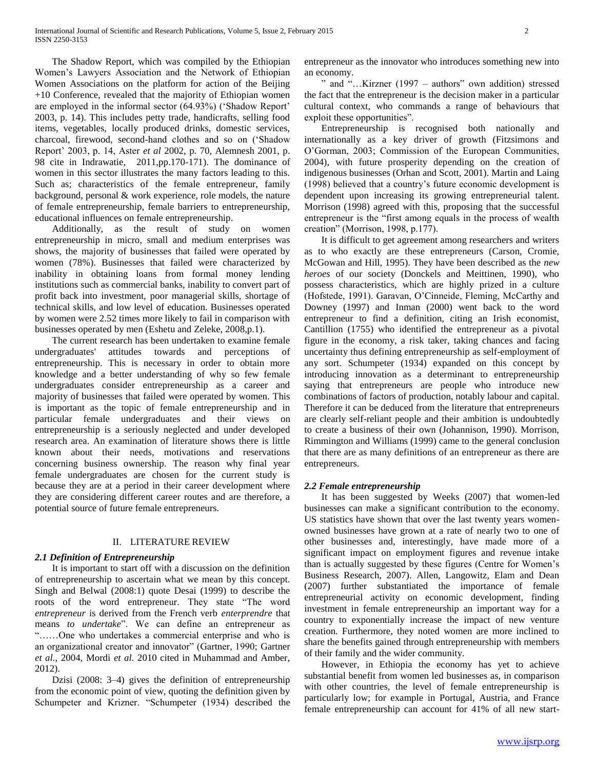The Shadow Report, which was compiled by the Ethiopian Women's Lawyers Association and the Network of Ethiopian Women Associations on the platform for action of the Beijing +10 Conference, revealed that the majority of Ethiopian women are employed in the informal sector (64.93%) ('Shadow Report' 2003, p. 14). This includes petty trade, handicrafts, selling food items, vegetables, locally produced drinks, domestic services, charcoal, firewood, second-hand clothes and so on ('Shadow Report' 2003, p. 14, Aster *et al* 2002, p. 70, Alemnesh 2001, p. 98 cite in Indrawatie, 2011,pp.170-171). The dominance of women in this sector illustrates the many factors leading to this. Such as; characteristics of the female entrepreneur, family background, personal & work experience, role models, the nature of female entrepreneurship, female barriers to entrepreneurship, educational influences on female entrepreneurship.

Additionally, as the result of study on women entrepreneurship in micro, small and medium enterprises was shows, the majority of businesses that failed were operated by women (78%). Businesses that failed were characterized by inability in obtaining loans from formal money lending institutions such as commercial banks, inability to convert part of profit back into investment, poor managerial skills, shortage of technical skills, and low level of education. Businesses operated by women were 2.52 times more likely to fail in comparison with businesses operated by men (Eshetu and Zeleke, 2008,p.1).

The current research has been undertaken to examine female undergraduates' attitudes towards and perceptions of entrepreneurship. This is necessary in order to obtain more knowledge and a better understanding of why so few female undergraduates consider entrepreneurship as a career and majority of businesses that failed were operated by women. This is important as the topic of female entrepreneurship and in particular female undergraduates and their views on entrepreneurship is a seriously neglected and under developed research area. An examination of literature shows there is little known about their needs, motivations and reservations concerning business ownership. The reason why final year female undergraduates are chosen for the current study is because they are at a period in their career development where they are considering different career routes and are therefore, a potential source of future female entrepreneurs.

## II. LITERATURE REVIEW

### *2.1 Definition of Entrepreneurship*

It is important to start off with a discussion on the definition of entrepreneurship to ascertain what we mean by this concept. Singh and Belwal (2008:1) quote Desai (1999) to describe the roots of the word entrepreneur. They state "The word *entrepreneur* is derived from the French verb *enterprendre* that means *to undertake*". We can define an entrepreneur as "……One who undertakes a commercial enterprise and who is an organizational creator and innovator" (Gartner, 1990; Gartner *et al.*, 2004, Mordi *et al.* 2010 cited in Muhammad and Amber, 2012).

Dzisi (2008: 3–4) gives the definition of entrepreneurship from the economic point of view, quoting the definition given by Schumpeter and Krizner. "Schumpeter (1934) described the entrepreneur as the innovator who introduces something new into an economy.

" and "…Kirzner (1997 – authors" own addition) stressed the fact that the entrepreneur is the decision maker in a particular cultural context, who commands a range of behaviours that exploit these opportunities".

Entrepreneurship is recognised both nationally and internationally as a key driver of growth (Fitzsimons and O'Gorman, 2003; Commission of the European Communities, 2004), with future prosperity depending on the creation of indigenous businesses (Orhan and Scott, 2001). Martin and Laing (1998) believed that a country's future economic development is dependent upon increasing its growing entrepreneurial talent. Morrison (1998) agreed with this, proposing that the successful entrepreneur is the "first among equals in the process of wealth creation" (Morrison, 1998, p.177).

It is difficult to get agreement among researchers and writers as to who exactly are these entrepreneurs (Carson, Cromie, McGowan and Hill, 1995). They have been described as the *new heroes* of our society (Donckels and Meittinen, 1990), who possess characteristics, which are highly prized in a culture (Hofstede, 1991). Garavan, O'Cinneide, Fleming, McCarthy and Downey (1997) and Inman (2000) went back to the word entrepreneur to find a definition, citing an Irish economist, Cantillion (1755) who identified the entrepreneur as a pivotal figure in the economy, a risk taker, taking chances and facing uncertainty thus defining entrepreneurship as self-employment of any sort. Schumpeter (1934) expanded on this concept by introducing innovation as a determinant to entrepreneurship saying that entrepreneurs are people who introduce new combinations of factors of production, notably labour and capital. Therefore it can be deduced from the literature that entrepreneurs are clearly self-reliant people and their ambition is undoubtedly to create a business of their own (Johannison, 1990). Morrison, Rimmington and Williams (1999) came to the general conclusion that there are as many definitions of an entrepreneur as there are entrepreneurs.

### *2.2 Female entrepreneurship*

It has been suggested by Weeks (2007) that women-led businesses can make a significant contribution to the economy. US statistics have shown that over the last twenty years women-owned businesses have grown at a rate of nearly two to one of other businesses and, interestingly, have made more of a significant impact on employment figures and revenue intake than is actually suggested by these figures (Centre for Women's Business Research, 2007). Allen, Langowitz, Elam and Dean (2007) further substantiated the importance of female entrepreneurial activity on economic development, finding investment in female entrepreneurship an important way for a country to exponentially increase the impact of new venture creation. Furthermore, they noted women are more inclined to share the benefits gained through entrepreneurship with members of their family and the wider community.

However, in Ethiopia the economy has yet to achieve substantial benefit from women led businesses as, in comparison with other countries, the level of female entrepreneurship is particularly low; for example in Portugal, Austria, and France female entrepreneurship can account for 41% of all new start-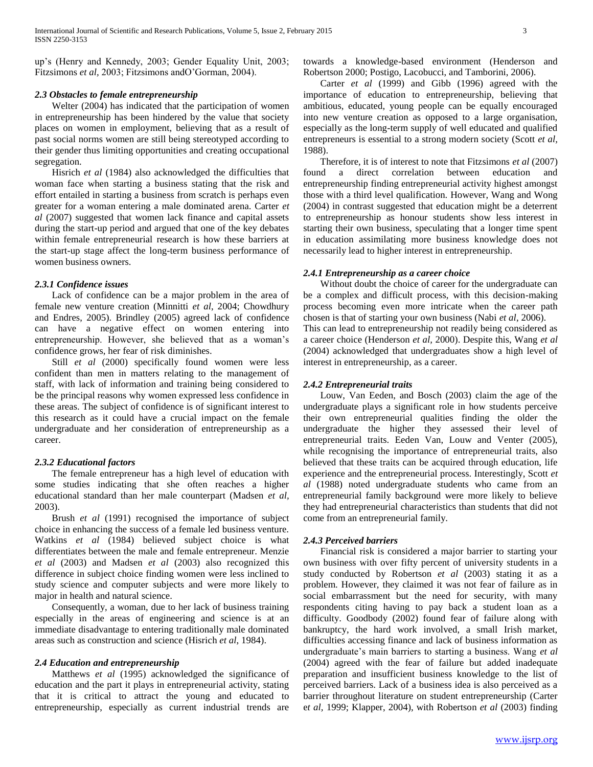up's (Henry and Kennedy, 2003; Gender Equality Unit, 2003; Fitzsimons *et al,* 2003; Fitzsimons andO'Gorman, 2004).

### *2.3 Obstacles to female entrepreneurship*

Welter (2004) has indicated that the participation of women in entrepreneurship has been hindered by the value that society places on women in employment, believing that as a result of past social norms women are still being stereotyped according to their gender thus limiting opportunities and creating occupational segregation.

Hisrich *et al* (1984) also acknowledged the difficulties that woman face when starting a business stating that the risk and effort entailed in starting a business from scratch is perhaps even greater for a woman entering a male dominated arena. Carter *et al* (2007) suggested that women lack finance and capital assets during the start-up period and argued that one of the key debates within female entrepreneurial research is how these barriers at the start-up stage affect the long-term business performance of women business owners.

#### *2.3.1 Confidence issues*

Lack of confidence can be a major problem in the area of female new venture creation (Minnitti *et al*, 2004; Chowdhury and Endres, 2005). Brindley (2005) agreed lack of confidence can have a negative effect on women entering into entrepreneurship. However, she believed that as a woman's confidence grows, her fear of risk diminishes.

Still *et al* (2000) specifically found women were less confident than men in matters relating to the management of staff, with lack of information and training being considered to be the principal reasons why women expressed less confidence in these areas. The subject of confidence is of significant interest to this research as it could have a crucial impact on the female undergraduate and her consideration of entrepreneurship as a career.

#### *2.3.2 Educational factors*

The female entrepreneur has a high level of education with some studies indicating that she often reaches a higher educational standard than her male counterpart (Madsen *et al,* 2003).

Brush *et al* (1991) recognised the importance of subject choice in enhancing the success of a female led business venture. Watkins *et al* (1984) believed subject choice is what differentiates between the male and female entrepreneur. Menzie *et al* (2003) and Madsen *et al* (2003) also recognized this difference in subject choice finding women were less inclined to study science and computer subjects and were more likely to major in health and natural science.

Consequently, a woman, due to her lack of business training especially in the areas of engineering and science is at an immediate disadvantage to entering traditionally male dominated areas such as construction and science (Hisrich *et al*, 1984).

### *2.4 Education and entrepreneurship*

Matthews *et al* (1995) acknowledged the significance of education and the part it plays in entrepreneurial activity, stating that it is critical to attract the young and educated to entrepreneurship, especially as current industrial trends are towards a knowledge-based environment (Henderson and Robertson 2000; Postigo, Lacobucci, and Tamborini, 2006).

Carter *et al* (1999) and Gibb (1996) agreed with the importance of education to entrepreneurship, believing that ambitious, educated, young people can be equally encouraged into new venture creation as opposed to a large organisation, especially as the long-term supply of well educated and qualified entrepreneurs is essential to a strong modern society (Scott *et al,* 1988).

Therefore, it is of interest to note that Fitzsimons *et al* (2007) found a direct correlation between education and entrepreneurship finding entrepreneurial activity highest amongst those with a third level qualification. However, Wang and Wong (2004) in contrast suggested that education might be a deterrent to entrepreneurship as honour students show less interest in starting their own business, speculating that a longer time spent in education assimilating more business knowledge does not necessarily lead to higher interest in entrepreneurship.

#### *2.4.1 Entrepreneurship as a career choice*

Without doubt the choice of career for the undergraduate can be a complex and difficult process, with this decision-making process becoming even more intricate when the career path chosen is that of starting your own business (Nabi *et al*, 2006). This can lead to entrepreneurship not readily being considered as a career choice (Henderson *et al,* 2000). Despite this, Wang *et al* (2004) acknowledged that undergraduates show a high level of interest in entrepreneurship, as a career.

#### *2.4.2 Entrepreneurial traits*

Louw, Van Eeden, and Bosch (2003) claim the age of the undergraduate plays a significant role in how students perceive their own entrepreneurial qualities finding the older the undergraduate the higher they assessed their level of entrepreneurial traits. Eeden Van, Louw and Venter (2005), while recognising the importance of entrepreneurial traits, also believed that these traits can be acquired through education, life experience and the entrepreneurial process. Interestingly, Scott *et al* (1988) noted undergraduate students who came from an entrepreneurial family background were more likely to believe they had entrepreneurial characteristics than students that did not come from an entrepreneurial family.

#### *2.4.3 Perceived barriers*

Financial risk is considered a major barrier to starting your own business with over fifty percent of university students in a study conducted by Robertson *et al* (2003) stating it as a problem. However, they claimed it was not fear of failure as in social embarrassment but the need for security, with many respondents citing having to pay back a student loan as a difficulty. Goodbody (2002) found fear of failure along with bankruptcy, the hard work involved, a small Irish market, difficulties accessing finance and lack of business information as undergraduate's main barriers to starting a business. Wang *et al* (2004) agreed with the fear of failure but added inadequate preparation and insufficient business knowledge to the list of perceived barriers. Lack of a business idea is also perceived as a barrier throughout literature on student entrepreneurship (Carter e*t al,* 1999; Klapper, 2004), with Robertson *et al* (2003) finding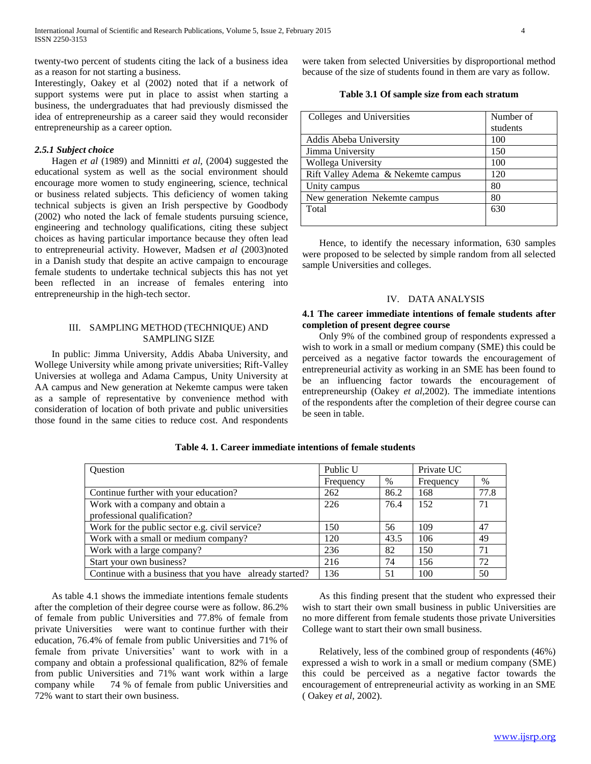twenty-two percent of students citing the lack of a business idea as a reason for not starting a business.

Interestingly, Oakey et al (2002) noted that if a network of support systems were put in place to assist when starting a business, the undergraduates that had previously dismissed the idea of entrepreneurship as a career said they would reconsider entrepreneurship as a career option.

### *2.5.1 Subject choice*

Hagen *et al* (1989) and Minnitti *et al*, (2004) suggested the educational system as well as the social environment should encourage more women to study engineering, science, technical or business related subjects. This deficiency of women taking technical subjects is given an Irish perspective by Goodbody (2002) who noted the lack of female students pursuing science, engineering and technology qualifications, citing these subject choices as having particular importance because they often lead to entrepreneurial activity. However, Madsen *et al* (2003)noted in a Danish study that despite an active campaign to encourage female students to undertake technical subjects this has not yet been reflected in an increase of females entering into entrepreneurship in the high-tech sector.

## III. SAMPLING METHOD (TECHNIQUE) AND SAMPLING SIZE

In public: Jimma University, Addis Ababa University, and Wollege University while among private universities; Rift-Valley Universies at wollega and Adama Campus, Unity University at AA campus and New generation at Nekemte campus were taken as a sample of representative by convenience method with consideration of location of both private and public universities those found in the same cities to reduce cost. And respondents were taken from selected Universities by disproportional method because of the size of students found in them are vary as follow.

**Table 3.1 Of sample size from each stratum**

| Colleges and Universities | Number of students |
|---|---|
| Addis Abeba University | 100 |
| Jimma University | 150 |
| Wollega University | 100 |
| Rift Valley Adema & Nekemte campus | 120 |
| Unity campus | 80 |
| New generation Nekemte campus | 80 |
| Total | 630 |

Hence, to identify the necessary information, 630 samples were proposed to be selected by simple random from all selected sample Universities and colleges.

## IV. DATA ANALYSIS

### 4.1 The career immediate intentions of female students after completion of present degree course

Only 9% of the combined group of respondents expressed a wish to work in a small or medium company (SME) this could be perceived as a negative factor towards the encouragement of entrepreneurial activity as working in an SME has been found to be an influencing factor towards the encouragement of entrepreneurship (Oakey *et al*,2002). The immediate intentions of the respondents after the completion of their degree course can be seen in table.

**Table 4. 1. Career immediate intentions of female students**

| Question | Public U | | Private UC | |
|---|---|---|---|---|
| | Frequency | % | Frequency | % |
| Continue further with your education? | 262 | 86.2 | 168 | 77.8 |
| Work with a company and obtain a professional qualification? | 226 | 76.4 | 152 | 71 |
| Work for the public sector e.g. civil service? | 150 | 56 | 109 | 47 |
| Work with a small or medium company? | 120 | 43.5 | 106 | 49 |
| Work with a large company? | 236 | 82 | 150 | 71 |
| Start your own business? | 216 | 74 | 156 | 72 |
| Continue with a business that you have already started? | 136 | 51 | 100 | 50 |

As table 4.1 shows the immediate intentions female students after the completion of their degree course were as follow. 86.2% of female from public Universities and 77.8% of female from private Universities were want to continue further with their education, 76.4% of female from public Universities and 71% of female from private Universities' want to work with in a company and obtain a professional qualification, 82% of female from public Universities and 71% want work within a large company while 74 % of female from public Universities and 72% want to start their own business.

As this finding present that the student who expressed their wish to start their own small business in public Universities are no more different from female students those private Universities College want to start their own small business.

Relatively, less of the combined group of respondents (46%) expressed a wish to work in a small or medium company (SME) this could be perceived as a negative factor towards the encouragement of entrepreneurial activity as working in an SME ( Oakey *et al*, 2002).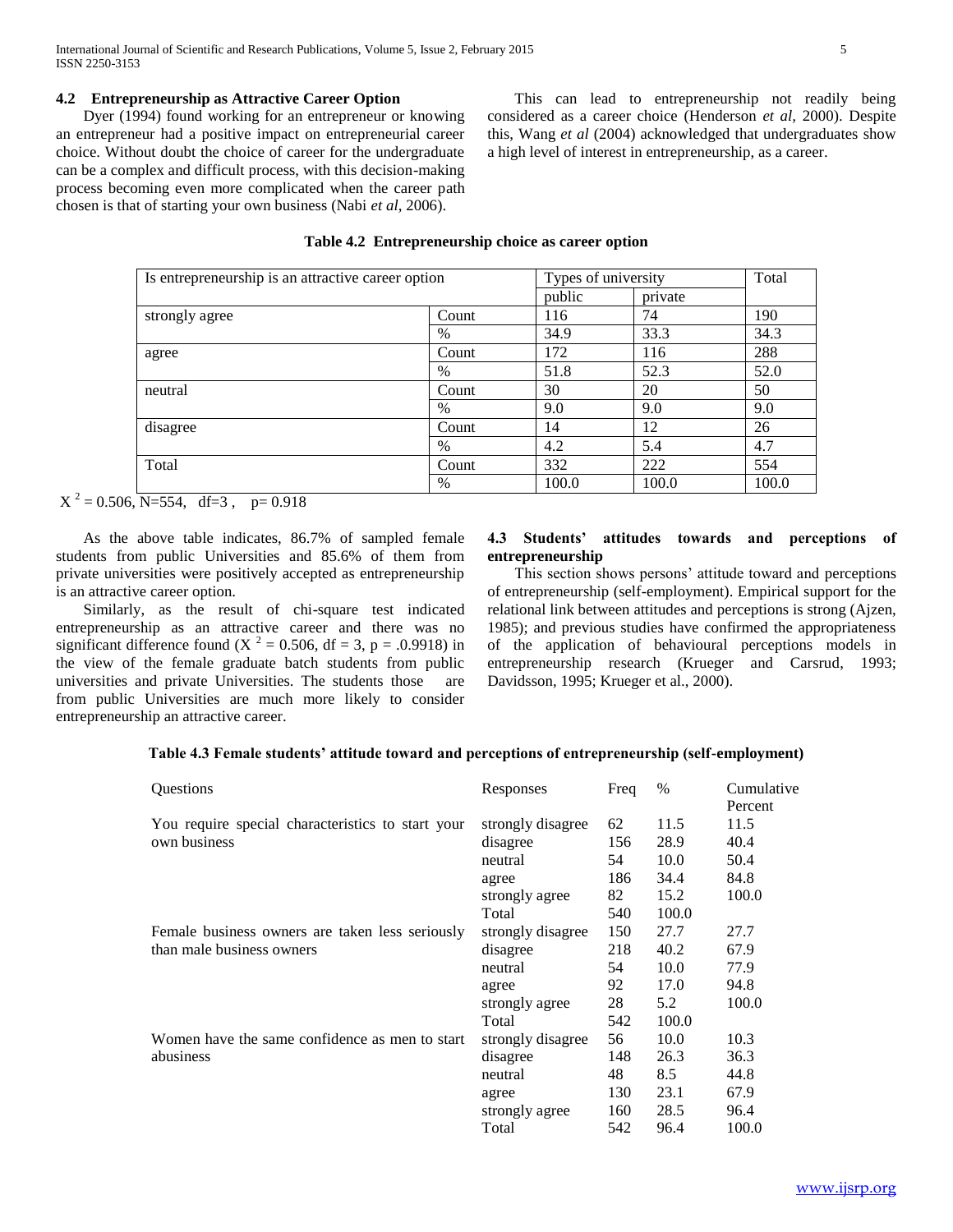### 4.2 Entrepreneurship as Attractive Career Option

Dyer (1994) found working for an entrepreneur or knowing an entrepreneur had a positive impact on entrepreneurial career choice. Without doubt the choice of career for the undergraduate can be a complex and difficult process, with this decision-making process becoming even more complicated when the career path chosen is that of starting your own business (Nabi *et al*, 2006).

This can lead to entrepreneurship not readily being considered as a career choice (Henderson *et al*, 2000). Despite this, Wang *et al* (2004) acknowledged that undergraduates show a high level of interest in entrepreneurship, as a career.

**Table 4.2 Entrepreneurship choice as career option**

| Is entrepreneurship is an attractive career option | | Types of university | | Total |
|---|---|---|---|---|
| | | public | private | |
| strongly agree | Count | 116 | 74 | 190 |
| | % | 34.9 | 33.3 | 34.3 |
| agree | Count | 172 | 116 | 288 |
| | % | 51.8 | 52.3 | 52.0 |
| neutral | Count | 30 | 20 | 50 |
| | % | 9.0 | 9.0 | 9.0 |
| disagree | Count | 14 | 12 | 26 |
| | % | 4.2 | 5.4 | 4.7 |
| Total | Count | 332 | 222 | 554 |
| | % | 100.0 | 100.0 | 100.0 |

$X^2 = 0.506$, N=554, df=3, p= 0.918

As the above table indicates, 86.7% of sampled female students from public Universities and 85.6% of them from private universities were positively accepted as entrepreneurship is an attractive career option.

Similarly, as the result of chi-square test indicated entrepreneurship as an attractive career and there was no significant difference found ($X^2 = 0.506$, df = 3, p = .0.9918) in the view of the female graduate batch students from public universities and private Universities. The students those are from public Universities are much more likely to consider entrepreneurship an attractive career.

### 4.3 Students' attitudes towards and perceptions of entrepreneurship

This section shows persons' attitude toward and perceptions of entrepreneurship (self-employment). Empirical support for the relational link between attitudes and perceptions is strong (Ajzen, 1985); and previous studies have confirmed the appropriateness of the application of behavioural perceptions models in entrepreneurship research (Krueger and Carsrud, 1993; Davidsson, 1995; Krueger et al., 2000).

**Table 4.3 Female students' attitude toward and perceptions of entrepreneurship (self-employment)**

| Questions | Responses | Freq | % | Cumulative Percent |
|---|---|---|---|---|
| You require special characteristics to start your own business | strongly disagree | 62 | 11.5 | 11.5 |
| | disagree | 156 | 28.9 | 40.4 |
| | neutral | 54 | 10.0 | 50.4 |
| | agree | 186 | 34.4 | 84.8 |
| | strongly agree | 82 | 15.2 | 100.0 |
| | Total | 540 | 100.0 | |
| Female business owners are taken less seriously than male business owners | strongly disagree | 150 | 27.7 | 27.7 |
| | disagree | 218 | 40.2 | 67.9 |
| | neutral | 54 | 10.0 | 77.9 |
| | agree | 92 | 17.0 | 94.8 |
| | strongly agree | 28 | 5.2 | 100.0 |
| | Total | 542 | 100.0 | |
| Women have the same confidence as men to start abusiness | strongly disagree | 56 | 10.0 | 10.3 |
| | disagree | 148 | 26.3 | 36.3 |
| | neutral | 48 | 8.5 | 44.8 |
| | agree | 130 | 23.1 | 67.9 |
| | strongly agree | 160 | 28.5 | 96.4 |
| | Total | 542 | 96.4 | 100.0 |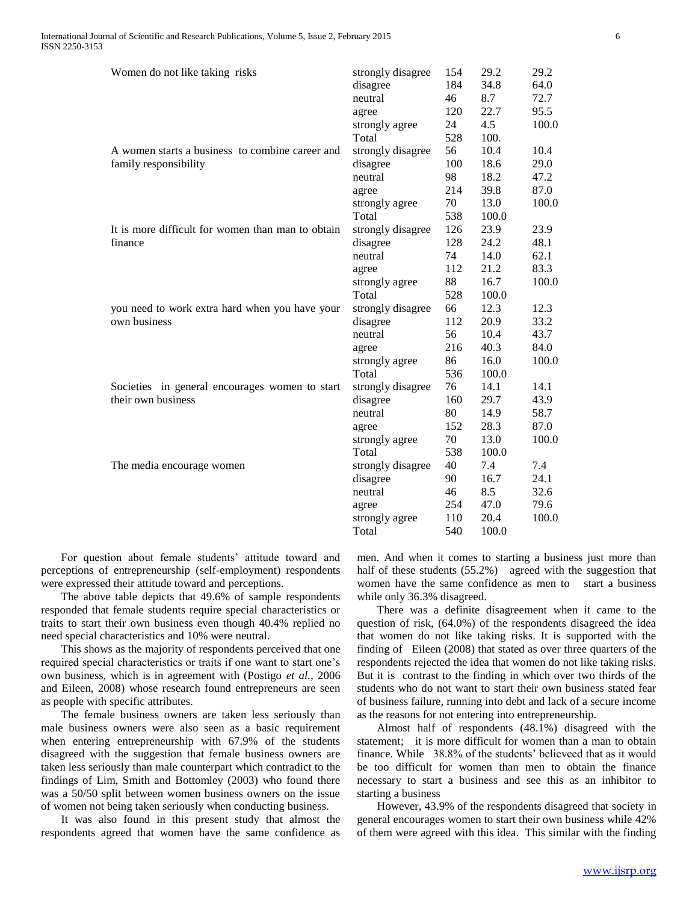| | | | | |
|---|---|---|---|---|
| Women do not like taking risks | strongly disagree | 154 | 29.2 | 29.2 |
| | disagree | 184 | 34.8 | 64.0 |
| | neutral | 46 | 8.7 | 72.7 |
| | agree | 120 | 22.7 | 95.5 |
| | strongly agree | 24 | 4.5 | 100.0 |
| | Total | 528 | 100. | |
| A women starts a business to combine career and family responsibility | strongly disagree | 56 | 10.4 | 10.4 |
| | disagree | 100 | 18.6 | 29.0 |
| | neutral | 98 | 18.2 | 47.2 |
| | agree | 214 | 39.8 | 87.0 |
| | strongly agree | 70 | 13.0 | 100.0 |
| | Total | 538 | 100.0 | |
| It is more difficult for women than man to obtain finance | strongly disagree | 126 | 23.9 | 23.9 |
| | disagree | 128 | 24.2 | 48.1 |
| | neutral | 74 | 14.0 | 62.1 |
| | agree | 112 | 21.2 | 83.3 |
| | strongly agree | 88 | 16.7 | 100.0 |
| | Total | 528 | 100.0 | |
| you need to work extra hard when you have your own business | strongly disagree | 66 | 12.3 | 12.3 |
| | disagree | 112 | 20.9 | 33.2 |
| | neutral | 56 | 10.4 | 43.7 |
| | agree | 216 | 40.3 | 84.0 |
| | strongly agree | 86 | 16.0 | 100.0 |
| | Total | 536 | 100.0 | |
| Societies in general encourages women to start their own business | strongly disagree | 76 | 14.1 | 14.1 |
| | disagree | 160 | 29.7 | 43.9 |
| | neutral | 80 | 14.9 | 58.7 |
| | agree | 152 | 28.3 | 87.0 |
| | strongly agree | 70 | 13.0 | 100.0 |
| | Total | 538 | 100.0 | |
| The media encourage women | strongly disagree | 40 | 7.4 | 7.4 |
| | disagree | 90 | 16.7 | 24.1 |
| | neutral | 46 | 8.5 | 32.6 |
| | agree | 254 | 47.0 | 79.6 |
| | strongly agree | 110 | 20.4 | 100.0 |
| | Total | 540 | 100.0 | |

For question about female students' attitude toward and perceptions of entrepreneurship (self-employment) respondents were expressed their attitude toward and perceptions.

The above table depicts that 49.6% of sample respondents responded that female students require special characteristics or traits to start their own business even though 40.4% replied no need special characteristics and 10% were neutral.

This shows as the majority of respondents perceived that one required special characteristics or traits if one want to start one's own business, which is in agreement with (Postigo *et al.,* 2006 and Eileen, 2008) whose research found entrepreneurs are seen as people with specific attributes.

The female business owners are taken less seriously than male business owners were also seen as a basic requirement when entering entrepreneurship with 67.9% of the students disagreed with the suggestion that female business owners are taken less seriously than male counterpart which contradict to the findings of Lim, Smith and Bottomley (2003) who found there was a 50/50 split between women business owners on the issue of women not being taken seriously when conducting business.

It was also found in this present study that almost the respondents agreed that women have the same confidence as men. And when it comes to starting a business just more than half of these students (55.2%) agreed with the suggestion that women have the same confidence as men to start a business while only 36.3% disagreed.

There was a definite disagreement when it came to the question of risk, (64.0%) of the respondents disagreed the idea that women do not like taking risks. It is supported with the finding of Eileen (2008) that stated as over three quarters of the respondents rejected the idea that women do not like taking risks. But it is contrast to the finding in which over two thirds of the students who do not want to start their own business stated fear of business failure, running into debt and lack of a secure income as the reasons for not entering into entrepreneurship.

Almost half of respondents (48.1%) disagreed with the statement; it is more difficult for women than a man to obtain finance. While 38.8% of the students' believeed that as it would be too difficult for women than men to obtain the finance necessary to start a business and see this as an inhibitor to starting a business

However, 43.9% of the respondents disagreed that society in general encourages women to start their own business while 42% of them were agreed with this idea. This similar with the finding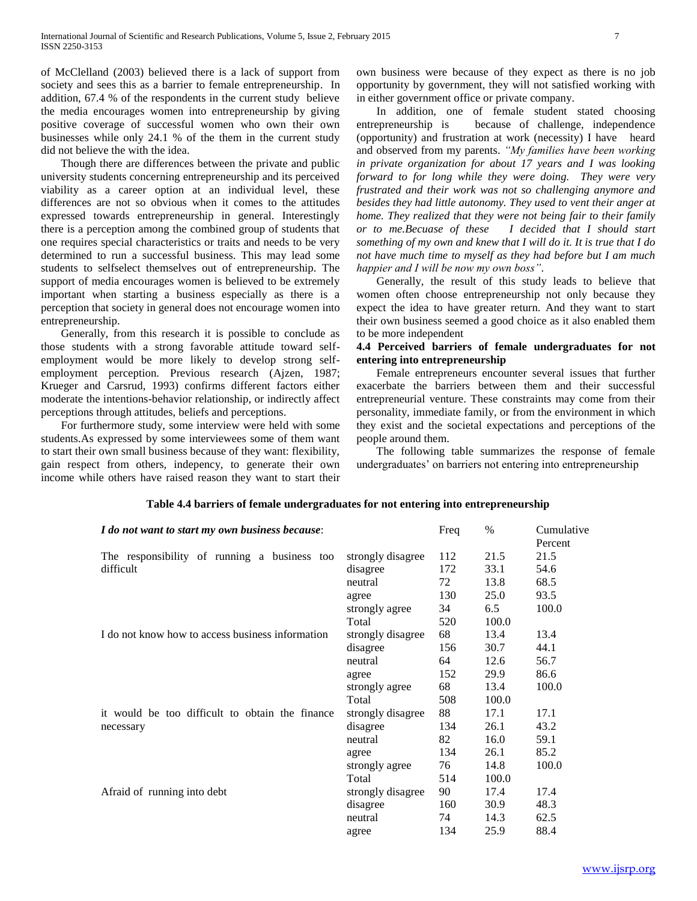of McClelland (2003) believed there is a lack of support from society and sees this as a barrier to female entrepreneurship. In addition, 67.4 % of the respondents in the current study believe the media encourages women into entrepreneurship by giving positive coverage of successful women who own their own businesses while only 24.1 % of the them in the current study did not believe the with the idea.

Though there are differences between the private and public university students concerning entrepreneurship and its perceived viability as a career option at an individual level, these differences are not so obvious when it comes to the attitudes expressed towards entrepreneurship in general. Interestingly there is a perception among the combined group of students that one requires special characteristics or traits and needs to be very determined to run a successful business. This may lead some students to selfselect themselves out of entrepreneurship. The support of media encourages women is believed to be extremely important when starting a business especially as there is a perception that society in general does not encourage women into entrepreneurship.

Generally, from this research it is possible to conclude as those students with a strong favorable attitude toward self-employment would be more likely to develop strong self-employment perception. Previous research (Ajzen, 1987; Krueger and Carsrud, 1993) confirms different factors either moderate the intentions-behavior relationship, or indirectly affect perceptions through attitudes, beliefs and perceptions.

For furthermore study, some interview were held with some students.As expressed by some interviewees some of them want to start their own small business because of they want: flexibility, gain respect from others, indepency, to generate their own income while others have raised reason they want to start their own business were because of they expect as there is no job opportunity by government, they will not satisfied working with in either government office or private company.

In addition, one of female student stated choosing entrepreneurship is because of challenge, independence (opportunity) and frustration at work (necessity) I have heard and observed from my parents. *"My families have been working in private organization for about 17 years and I was looking forward to for long while they were doing. They were very frustrated and their work was not so challenging anymore and besides they had little autonomy. They used to vent their anger at home. They realized that they were not being fair to their family or to me.Becuase of these I decided that I should start something of my own and knew that I will do it. It is true that I do not have much time to myself as they had before but I am much happier and I will be now my own boss".*

Generally, the result of this study leads to believe that women often choose entrepreneurship not only because they expect the idea to have greater return. And they want to start their own business seemed a good choice as it also enabled them to be more independent

### 4.4 Perceived barriers of female undergraduates for not entering into entrepreneurship

Female entrepreneurs encounter several issues that further exacerbate the barriers between them and their successful entrepreneurial venture. These constraints may come from their personality, immediate family, or from the environment in which they exist and the societal expectations and perceptions of the people around them.

The following table summarizes the response of female undergraduates' on barriers not entering into entrepreneurship

**Table 4.4 barriers of female undergraduates for not entering into entrepreneurship**

| *I do not want to start my own business because*: | | Freq | % | Cumulative Percent |
|---|---|---|---|---|
| The responsibility of running a business too difficult | strongly disagree | 112 | 21.5 | 21.5 |
| | disagree | 172 | 33.1 | 54.6 |
| | neutral | 72 | 13.8 | 68.5 |
| | agree | 130 | 25.0 | 93.5 |
| | strongly agree | 34 | 6.5 | 100.0 |
| | Total | 520 | 100.0 | |
| I do not know how to access business information | strongly disagree | 68 | 13.4 | 13.4 |
| | disagree | 156 | 30.7 | 44.1 |
| | neutral | 64 | 12.6 | 56.7 |
| | agree | 152 | 29.9 | 86.6 |
| | strongly agree | 68 | 13.4 | 100.0 |
| | Total | 508 | 100.0 | |
| it would be too difficult to obtain the finance necessary | strongly disagree | 88 | 17.1 | 17.1 |
| | disagree | 134 | 26.1 | 43.2 |
| | neutral | 82 | 16.0 | 59.1 |
| | agree | 134 | 26.1 | 85.2 |
| | strongly agree | 76 | 14.8 | 100.0 |
| | Total | 514 | 100.0 | |
| Afraid of running into debt | strongly disagree | 90 | 17.4 | 17.4 |
| | disagree | 160 | 30.9 | 48.3 |
| | neutral | 74 | 14.3 | 62.5 |
| | agree | 134 | 25.9 | 88.4 |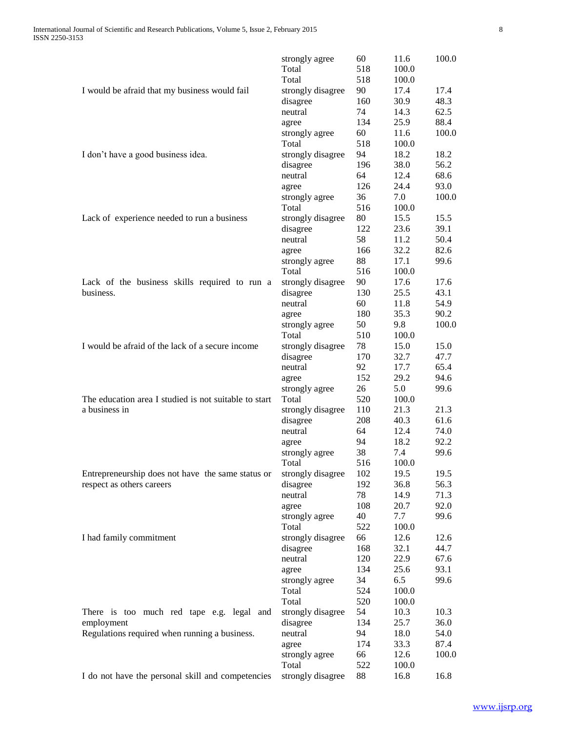| | | | | |
|---|---|---|---|---|
| | strongly agree | 60 | 11.6 | 100.0 |
| | Total | 518 | 100.0 | |
| | Total | 518 | 100.0 | |
| I would be afraid that my business would fail | strongly disagree | 90 | 17.4 | 17.4 |
| | disagree | 160 | 30.9 | 48.3 |
| | neutral | 74 | 14.3 | 62.5 |
| | agree | 134 | 25.9 | 88.4 |
| | strongly agree | 60 | 11.6 | 100.0 |
| | Total | 518 | 100.0 | |
| I don't have a good business idea. | strongly disagree | 94 | 18.2 | 18.2 |
| | disagree | 196 | 38.0 | 56.2 |
| | neutral | 64 | 12.4 | 68.6 |
| | agree | 126 | 24.4 | 93.0 |
| | strongly agree | 36 | 7.0 | 100.0 |
| | Total | 516 | 100.0 | |
| Lack of experience needed to run a business | strongly disagree | 80 | 15.5 | 15.5 |
| | disagree | 122 | 23.6 | 39.1 |
| | neutral | 58 | 11.2 | 50.4 |
| | agree | 166 | 32.2 | 82.6 |
| | strongly agree | 88 | 17.1 | 99.6 |
| | Total | 516 | 100.0 | |
| Lack of the business skills required to run a business. | strongly disagree | 90 | 17.6 | 17.6 |
| | disagree | 130 | 25.5 | 43.1 |
| | neutral | 60 | 11.8 | 54.9 |
| | agree | 180 | 35.3 | 90.2 |
| | strongly agree | 50 | 9.8 | 100.0 |
| | Total | 510 | 100.0 | |
| I would be afraid of the lack of a secure income | strongly disagree | 78 | 15.0 | 15.0 |
| | disagree | 170 | 32.7 | 47.7 |
| | neutral | 92 | 17.7 | 65.4 |
| | agree | 152 | 29.2 | 94.6 |
| | strongly agree | 26 | 5.0 | 99.6 |
| The education area I studied is not suitable to start a business in | Total | 520 | 100.0 | |
| | strongly disagree | 110 | 21.3 | 21.3 |
| | disagree | 208 | 40.3 | 61.6 |
| | neutral | 64 | 12.4 | 74.0 |
| | agree | 94 | 18.2 | 92.2 |
| | strongly agree | 38 | 7.4 | 99.6 |
| | Total | 516 | 100.0 | |
| Entrepreneurship does not have the same status or respect as others careers | strongly disagree | 102 | 19.5 | 19.5 |
| | disagree | 192 | 36.8 | 56.3 |
| | neutral | 78 | 14.9 | 71.3 |
| | agree | 108 | 20.7 | 92.0 |
| | strongly agree | 40 | 7.7 | 99.6 |
| | Total | 522 | 100.0 | |
| I had family commitment | strongly disagree | 66 | 12.6 | 12.6 |
| | disagree | 168 | 32.1 | 44.7 |
| | neutral | 120 | 22.9 | 67.6 |
| | agree | 134 | 25.6 | 93.1 |
| | strongly agree | 34 | 6.5 | 99.6 |
| | Total | 524 | 100.0 | |
| | Total | 520 | 100.0 | |
| There is too much red tape e.g. legal and employment Regulations required when running a business. | strongly disagree | 54 | 10.3 | 10.3 |
| | disagree | 134 | 25.7 | 36.0 |
| | neutral | 94 | 18.0 | 54.0 |
| | agree | 174 | 33.3 | 87.4 |
| | strongly agree | 66 | 12.6 | 100.0 |
| | Total | 522 | 100.0 | |
| I do not have the personal skill and competencies | strongly disagree | 88 | 16.8 | 16.8 |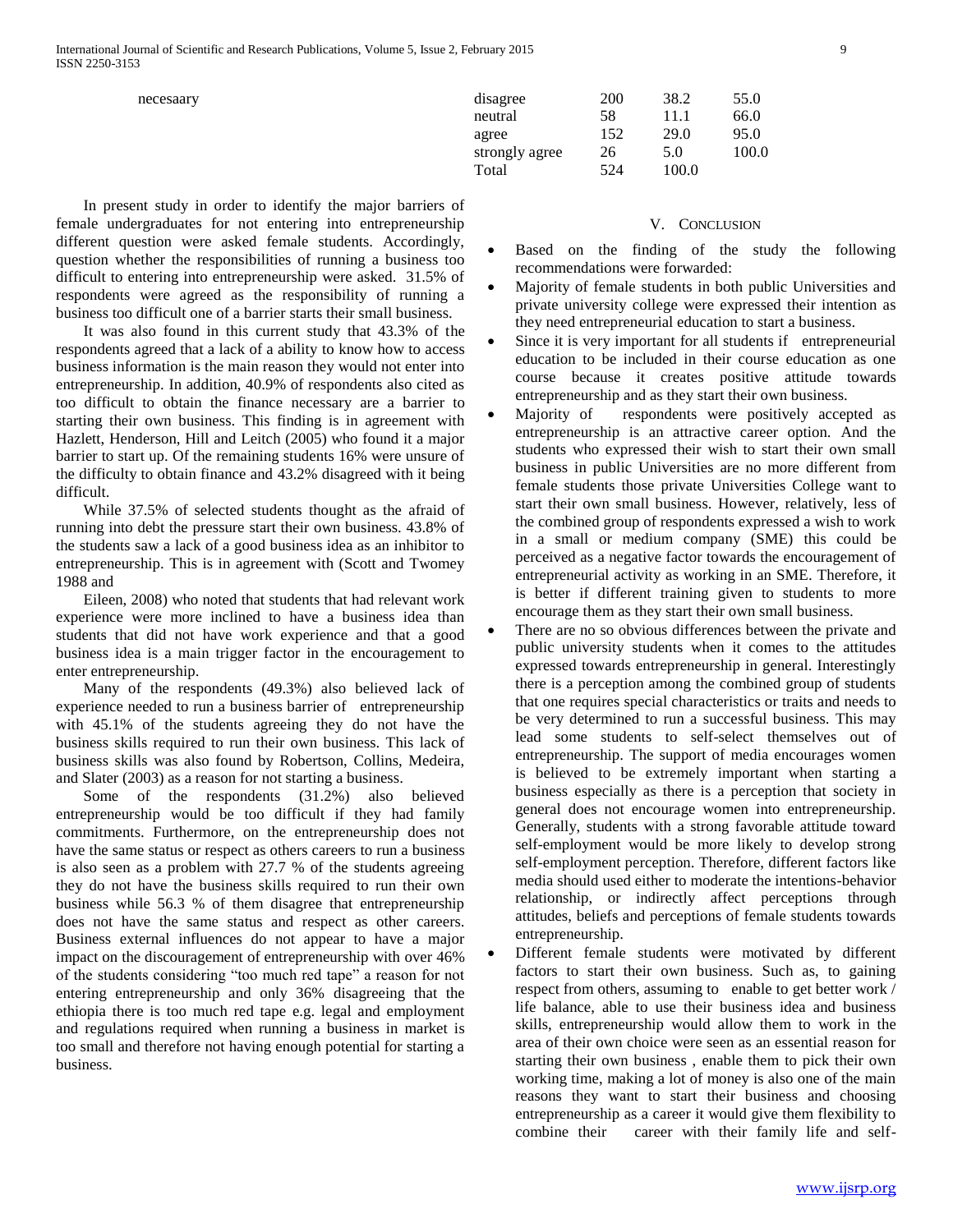| necesaary | disagree | 200 | 38.2 | 55.0 |
|---|---|---|---|---|
| | neutral | 58 | 11.1 | 66.0 |
| | agree | 152 | 29.0 | 95.0 |
| | strongly agree | 26 | 5.0 | 100.0 |
| | Total | 524 | 100.0 | |

In present study in order to identify the major barriers of female undergraduates for not entering into entrepreneurship different question were asked female students. Accordingly, question whether the responsibilities of running a business too difficult to entering into entrepreneurship were asked. 31.5% of respondents were agreed as the responsibility of running a business too difficult one of a barrier starts their small business.

It was also found in this current study that 43.3% of the respondents agreed that a lack of a ability to know how to access business information is the main reason they would not enter into entrepreneurship. In addition, 40.9% of respondents also cited as too difficult to obtain the finance necessary are a barrier to starting their own business. This finding is in agreement with Hazlett, Henderson, Hill and Leitch (2005) who found it a major barrier to start up. Of the remaining students 16% were unsure of the difficulty to obtain finance and 43.2% disagreed with it being difficult.

While 37.5% of selected students thought as the afraid of running into debt the pressure start their own business. 43.8% of the students saw a lack of a good business idea as an inhibitor to entrepreneurship. This is in agreement with (Scott and Twomey 1988 and

Eileen, 2008) who noted that students that had relevant work experience were more inclined to have a business idea than students that did not have work experience and that a good business idea is a main trigger factor in the encouragement to enter entrepreneurship.

Many of the respondents (49.3%) also believed lack of experience needed to run a business barrier of entrepreneurship with 45.1% of the students agreeing they do not have the business skills required to run their own business. This lack of business skills was also found by Robertson, Collins, Medeira, and Slater (2003) as a reason for not starting a business.

Some of the respondents (31.2%) also believed entrepreneurship would be too difficult if they had family commitments. Furthermore, on the entrepreneurship does not have the same status or respect as others careers to run a business is also seen as a problem with 27.7 % of the students agreeing they do not have the business skills required to run their own business while 56.3 % of them disagree that entrepreneurship does not have the same status and respect as other careers. Business external influences do not appear to have a major impact on the discouragement of entrepreneurship with over 46% of the students considering "too much red tape" a reason for not entering entrepreneurship and only 36% disagreeing that the ethiopia there is too much red tape e.g. legal and employment and regulations required when running a business in market is too small and therefore not having enough potential for starting a business.

## V. Conclusion

- Based on the finding of the study the following recommendations were forwarded:
- Majority of female students in both public Universities and private university college were expressed their intention as they need entrepreneurial education to start a business.
- Since it is very important for all students if entrepreneurial education to be included in their course education as one course because it creates positive attitude towards entrepreneurship and as they start their own business.
- Majority of respondents were positively accepted as entrepreneurship is an attractive career option. And the students who expressed their wish to start their own small business in public Universities are no more different from female students those private Universities College want to start their own small business. However, relatively, less of the combined group of respondents expressed a wish to work in a small or medium company (SME) this could be perceived as a negative factor towards the encouragement of entrepreneurial activity as working in an SME. Therefore, it is better if different training given to students to more encourage them as they start their own small business.
- There are no so obvious differences between the private and public university students when it comes to the attitudes expressed towards entrepreneurship in general. Interestingly there is a perception among the combined group of students that one requires special characteristics or traits and needs to be very determined to run a successful business. This may lead some students to self-select themselves out of entrepreneurship. The support of media encourages women is believed to be extremely important when starting a business especially as there is a perception that society in general does not encourage women into entrepreneurship. Generally, students with a strong favorable attitude toward self-employment would be more likely to develop strong self-employment perception. Therefore, different factors like media should used either to moderate the intentions-behavior relationship, or indirectly affect perceptions through attitudes, beliefs and perceptions of female students towards entrepreneurship.
- Different female students were motivated by different factors to start their own business. Such as, to gaining respect from others, assuming to enable to get better work / life balance, able to use their business idea and business skills, entrepreneurship would allow them to work in the area of their own choice were seen as an essential reason for starting their own business , enable them to pick their own working time, making a lot of money is also one of the main reasons they want to start their business and choosing entrepreneurship as a career it would give them flexibility to combine their career with their family life and self-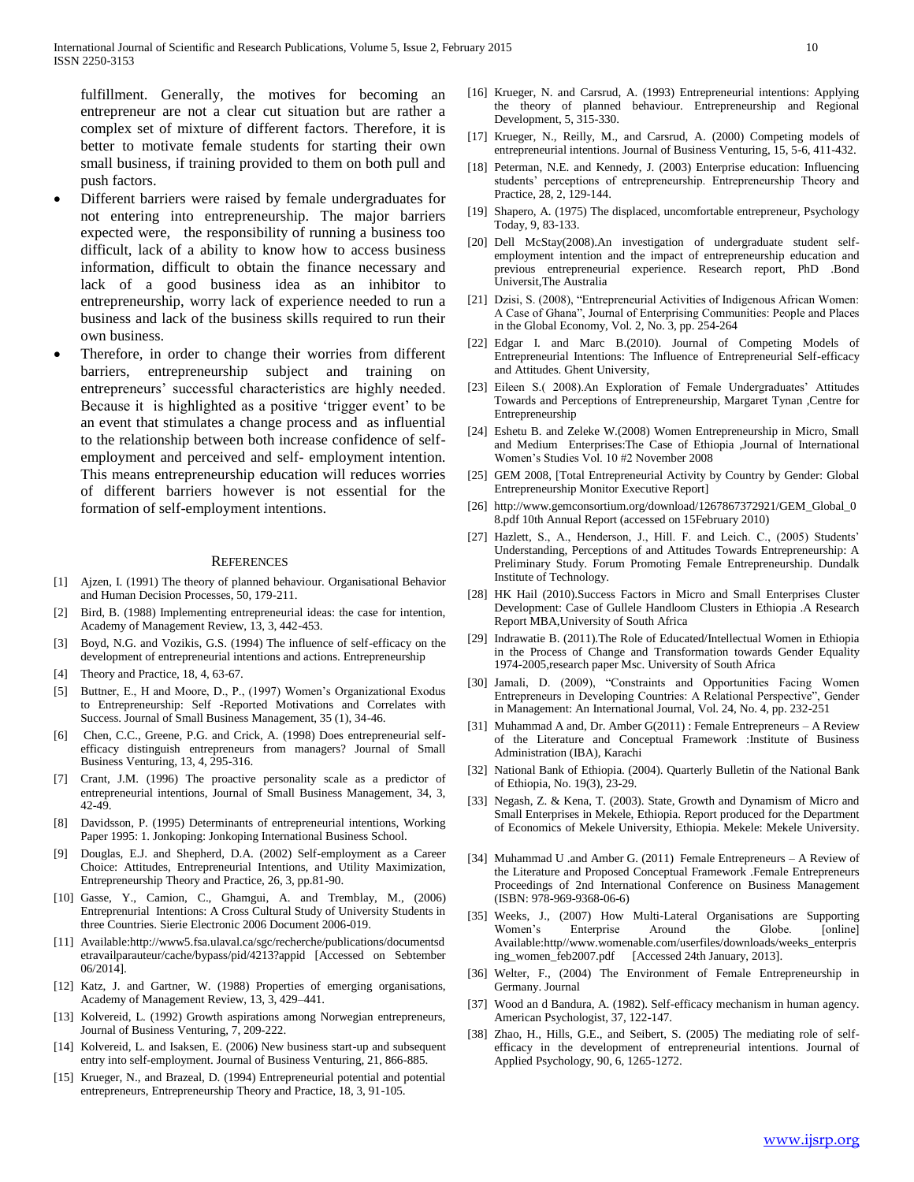fulfillment. Generally, the motives for becoming an entrepreneur are not a clear cut situation but are rather a complex set of mixture of different factors. Therefore, it is better to motivate female students for starting their own small business, if training provided to them on both pull and push factors.

- Different barriers were raised by female undergraduates for not entering into entrepreneurship. The major barriers expected were, the responsibility of running a business too difficult, lack of a ability to know how to access business information, difficult to obtain the finance necessary and lack of a good business idea as an inhibitor to entrepreneurship, worry lack of experience needed to run a business and lack of the business skills required to run their own business.
- Therefore, in order to change their worries from different barriers, entrepreneurship subject and training on entrepreneurs' successful characteristics are highly needed. Because it is highlighted as a positive 'trigger event' to be an event that stimulates a change process and as influential to the relationship between both increase confidence of self-employment and perceived and self- employment intention. This means entrepreneurship education will reduces worries of different barriers however is not essential for the formation of self-employment intentions.

## References

[1] Ajzen, I. (1991) The theory of planned behaviour. Organisational Behavior and Human Decision Processes, 50, 179-211.

[2] Bird, B. (1988) Implementing entrepreneurial ideas: the case for intention, Academy of Management Review, 13, 3, 442-453.

[3] Boyd, N.G. and Vozikis, G.S. (1994) The influence of self-efficacy on the development of entrepreneurial intentions and actions. Entrepreneurship

[4] Theory and Practice, 18, 4, 63-67.

[5] Buttner, E., H and Moore, D., P., (1997) Women's Organizational Exodus to Entrepreneurship: Self -Reported Motivations and Correlates with Success. Journal of Small Business Management, 35 (1), 34-46.

[6] Chen, C.C., Greene, P.G. and Crick, A. (1998) Does entrepreneurial self-efficacy distinguish entrepreneurs from managers? Journal of Small Business Venturing, 13, 4, 295-316.

[7] Crant, J.M. (1996) The proactive personality scale as a predictor of entrepreneurial intentions, Journal of Small Business Management, 34, 3, 42-49.

[8] Davidsson, P. (1995) Determinants of entrepreneurial intentions, Working Paper 1995: 1. Jonkoping: Jonkoping International Business School.

[9] Douglas, E.J. and Shepherd, D.A. (2002) Self-employment as a Career Choice: Attitudes, Entrepreneurial Intentions, and Utility Maximization, Entrepreneurship Theory and Practice, 26, 3, pp.81-90.

[10] Gasse, Y., Camion, C., Ghamgui, A. and Tremblay, M., (2006) Entreprenurial Intentions: A Cross Cultural Study of University Students in three Countries. Sierie Electronic 2006 Document 2006-019.

[11] Available:http://www5.fsa.ulaval.ca/sgc/recherche/publications/documentsdetravailparauteur/cache/bypass/pid/4213?appid [Accessed on Sebtember 06/2014].

[12] Katz, J. and Gartner, W. (1988) Properties of emerging organisations, Academy of Management Review, 13, 3, 429–441.

[13] Kolvereid, L. (1992) Growth aspirations among Norwegian entrepreneurs, Journal of Business Venturing, 7, 209-222.

[14] Kolvereid, L. and Isaksen, E. (2006) New business start-up and subsequent entry into self-employment. Journal of Business Venturing, 21, 866-885.

[15] Krueger, N., and Brazeal, D. (1994) Entrepreneurial potential and potential entrepreneurs, Entrepreneurship Theory and Practice, 18, 3, 91-105.

[16] Krueger, N. and Carsrud, A. (1993) Entrepreneurial intentions: Applying the theory of planned behaviour. Entrepreneurship and Regional Development, 5, 315-330.

[17] Krueger, N., Reilly, M., and Carsrud, A. (2000) Competing models of entrepreneurial intentions. Journal of Business Venturing, 15, 5-6, 411-432.

[18] Peterman, N.E. and Kennedy, J. (2003) Enterprise education: Influencing students' perceptions of entrepreneurship. Entrepreneurship Theory and Practice, 28, 2, 129-144.

[19] Shapero, A. (1975) The displaced, uncomfortable entrepreneur, Psychology Today, 9, 83-133.

[20] Dell McStay(2008).An investigation of undergraduate student self-employment intention and the impact of entrepreneurship education and previous entrepreneurial experience. Research report, PhD .Bond Universit,The Australia

[21] Dzisi, S. (2008), "Entrepreneurial Activities of Indigenous African Women: A Case of Ghana", Journal of Enterprising Communities: People and Places in the Global Economy, Vol. 2, No. 3, pp. 254-264

[22] Edgar I. and Marc B.(2010). Journal of Competing Models of Entrepreneurial Intentions: The Influence of Entrepreneurial Self-efficacy and Attitudes. Ghent University,

[23] Eileen S.( 2008).An Exploration of Female Undergraduates' Attitudes Towards and Perceptions of Entrepreneurship, Margaret Tynan ,Centre for Entrepreneurship

[24] Eshetu B. and Zeleke W.(2008) Women Entrepreneurship in Micro, Small and Medium Enterprises:The Case of Ethiopia ,Journal of International Women's Studies Vol. 10 #2 November 2008

[25] GEM 2008, [Total Entrepreneurial Activity by Country by Gender: Global Entrepreneurship Monitor Executive Report]

[26] http://www.gemconsortium.org/download/1267867372921/GEM_Global_08.pdf 10th Annual Report (accessed on 15February 2010)

[27] Hazlett, S., A., Henderson, J., Hill. F. and Leich. C., (2005) Students' Understanding, Perceptions of and Attitudes Towards Entrepreneurship: A Preliminary Study. Forum Promoting Female Entrepreneurship. Dundalk Institute of Technology.

[28] HK Hail (2010).Success Factors in Micro and Small Enterprises Cluster Development: Case of Gullele Handloom Clusters in Ethiopia .A Research Report MBA,University of South Africa

[29] Indrawatie B. (2011).The Role of Educated/Intellectual Women in Ethiopia in the Process of Change and Transformation towards Gender Equality 1974-2005,research paper Msc. University of South Africa

[30] Jamali, D. (2009), "Constraints and Opportunities Facing Women Entrepreneurs in Developing Countries: A Relational Perspective", Gender in Management: An International Journal, Vol. 24, No. 4, pp. 232-251

[31] Muhammad A and, Dr. Amber G(2011) : Female Entrepreneurs – A Review of the Literature and Conceptual Framework :Institute of Business Administration (IBA), Karachi

[32] National Bank of Ethiopia. (2004). Quarterly Bulletin of the National Bank of Ethiopia, No. 19(3), 23-29.

[33] Negash, Z. & Kena, T. (2003). State, Growth and Dynamism of Micro and Small Enterprises in Mekele, Ethiopia. Report produced for the Department of Economics of Mekele University, Ethiopia. Mekele: Mekele University.

[34] Muhammad U .and Amber G. (2011) Female Entrepreneurs – A Review of the Literature and Proposed Conceptual Framework .Female Entrepreneurs Proceedings of 2nd International Conference on Business Management (ISBN: 978-969-9368-06-6)

[35] Weeks, J., (2007) How Multi-Lateral Organisations are Supporting Women's Enterprise Around the Globe. [online] Available:http//www.womenable.com/userfiles/downloads/weeks_enterprising_women_feb2007.pdf [Accessed 24th January, 2013].

[36] Welter, F., (2004) The Environment of Female Entrepreneurship in Germany. Journal

[37] Wood an d Bandura, A. (1982). Self-efficacy mechanism in human agency. American Psychologist, 37, 122-147.

[38] Zhao, H., Hills, G.E., and Seibert, S. (2005) The mediating role of self-efficacy in the development of entrepreneurial intentions. Journal of Applied Psychology, 90, 6, 1265-1272.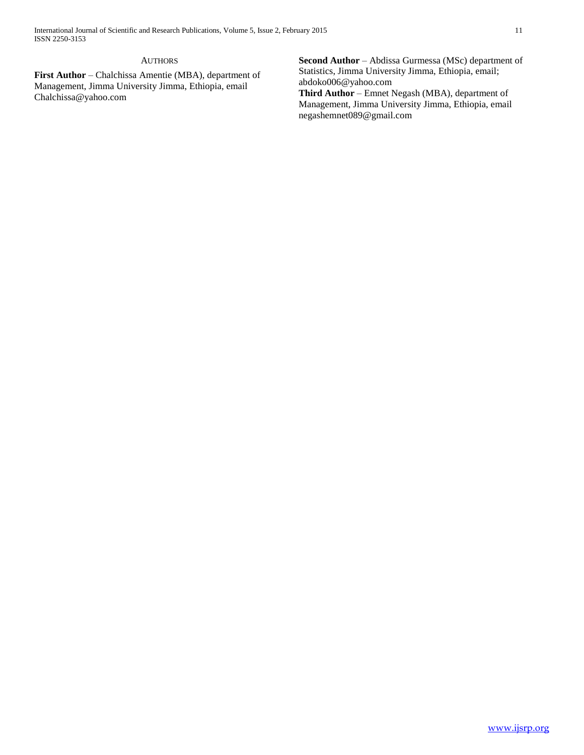## AUTHORS

**First Author** – Chalchissa Amentie (MBA), department of Management, Jimma University Jimma, Ethiopia, email Chalchissa@yahoo.com

**Second Author** – Abdissa Gurmessa (MSc) department of Statistics, Jimma University Jimma, Ethiopia, email; abdoko006@yahoo.com

**Third Author** – Emnet Negash (MBA), department of Management, Jimma University Jimma, Ethiopia, email negashemnet089@gmail.com